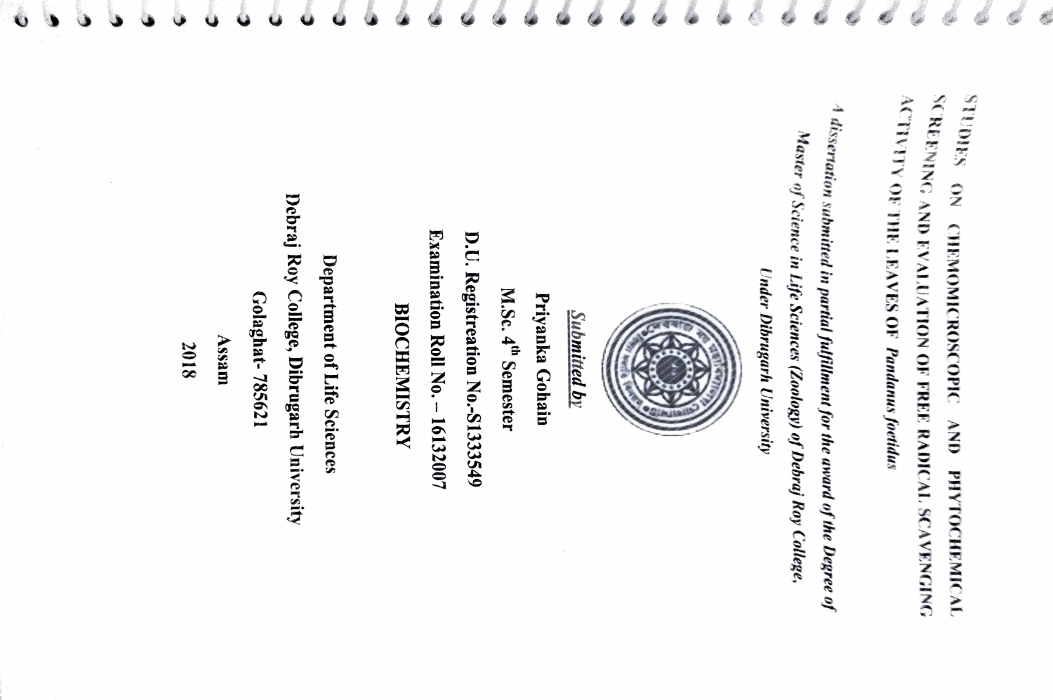# STUDIES ON CHEMOMICROSCOPIC AND PHYTOCHEMICAL SCREENING AND EVALUATON OF FREE RADICAL SCAVENGING ACTIVITY OF THE LEAVES OF *Pandanus foetidus*

*A dissertation submitted in partial fulfillment for the award of the Degree of Master of Science in Life Sciences (Zoology) of Debraj Roy College, Under Dibrugarh University*

***Submitted by***

**Priyanka Gohain**

**M.Sc. 4th Semester**

**D.U. Registreation No.-S1333549**

**Examination Roll No. – 16132007**

**BIOCHEMISTRY**

**Department of Life Sciences**

**Debraj Roy College, Dibrugarh University**

**Golaghat- 785621**

**Assam**

**2018**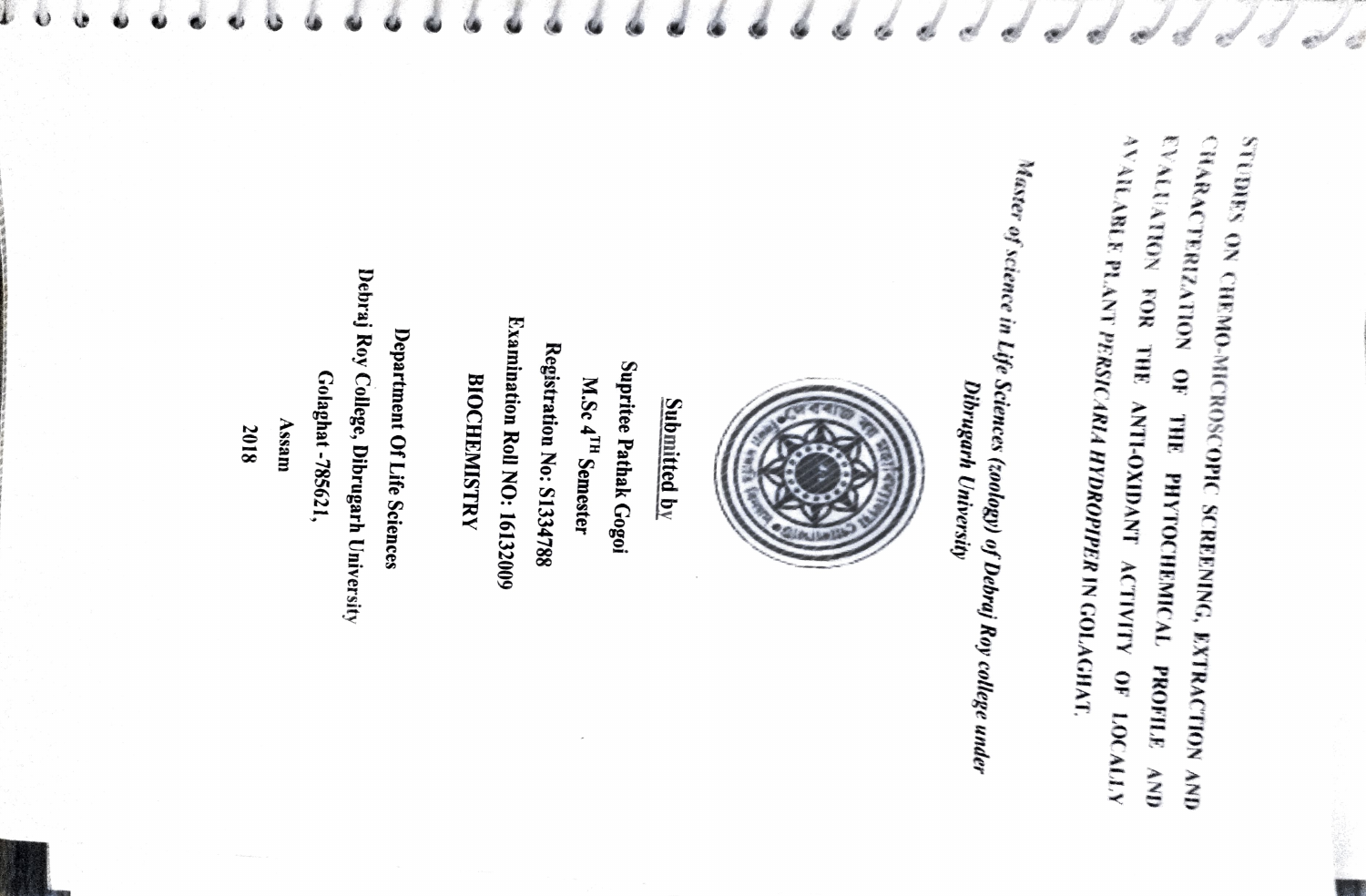# STUDIES ON CHEMO-MICROSCOPIC SCREENING, EXTRACTION AND CHARACTERIZATION OF THE PHYTOCHEMICAL PROFILE AND EVALUATION FOR THE ANTI-OXIDANT ACTIVITY OF LOCALLY AVAILABLE PLANT *PERSICARIA HYDROPIPER* IN GOLAGHAT.

*Master of science in Life Sciences (zoology) of Debraj Roy college under Dibrugarh University*

**Submitted by**

**Supritee Pathak Gogoi**

**M.Sc 4^TH Semester**

**Registration No: S1334788**

**Examination Roll NO: 16132009**

**BIOCHEMISTRY**

**Department Of Life Sciences**

**Debraj Roy College, Dibrugarh University**

**Golaghat -785621,**

**Assam**

**2018**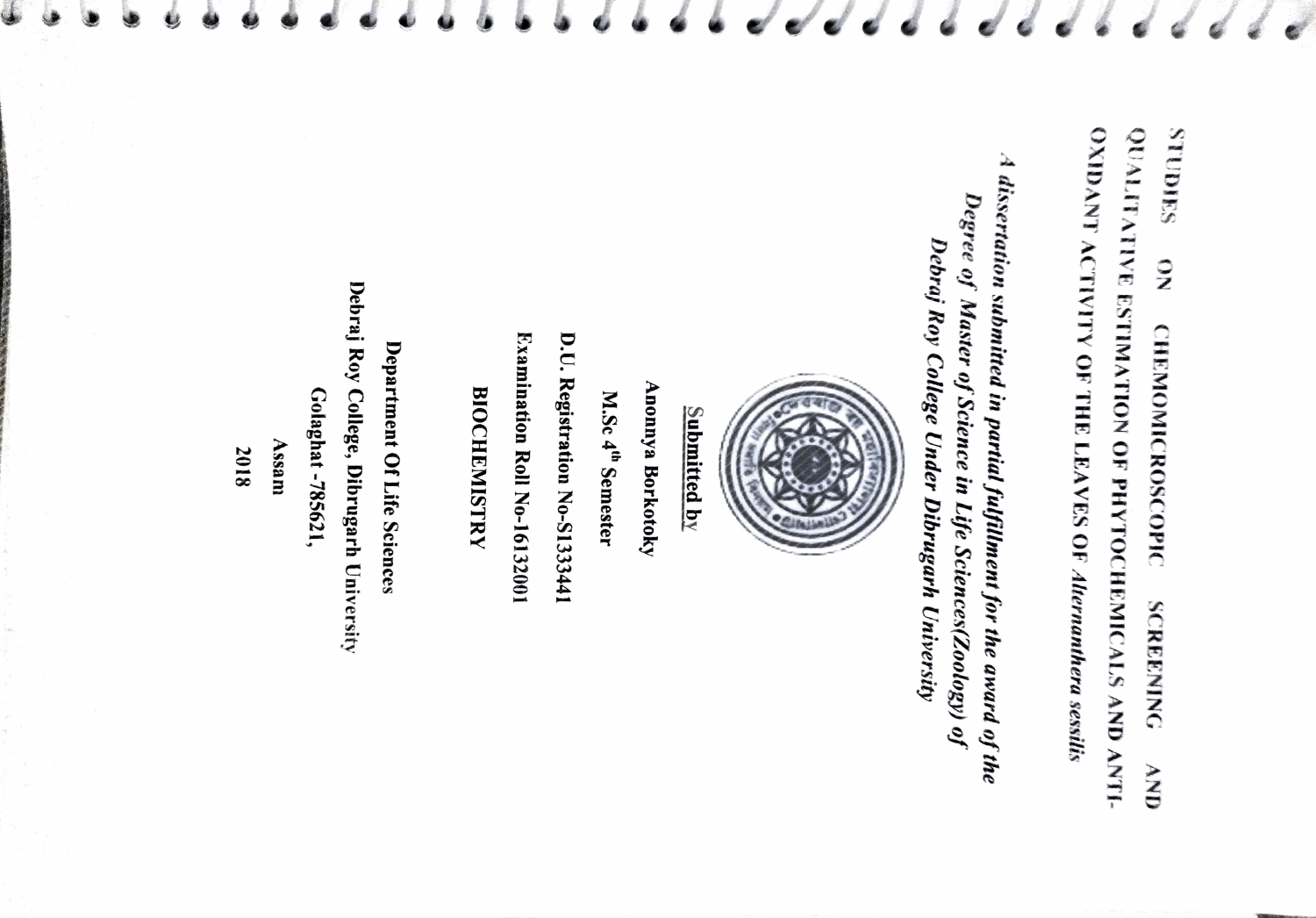# STUDIES ON CHEMOMICROSCOPIC SCREENING AND QUALITATIVE ESTIMATION OF PHYTOCHEMICALS AND ANTI-OXIDANT ACTIVITY OF THE LEAVES OF *Alternanthera sessilis*

***A dissertation submitted in partial fulfillment for the award of the Degree of Master of Science in Life Sciences(Zoology) of Debraj Roy College Under Dibrugarh University***

**Submitted by**

**Anonnya Borkotoky**

**M.Sc 4th Semester**

**D.U. Registration No-S1333441**

**Examination Roll No-16132001**

**BIOCHEMISTRY**

**Department Of Life Sciences**

**Debraj Roy College, Dibrugarh University**

**Golaghat -785621,**

**Assam**

**2018**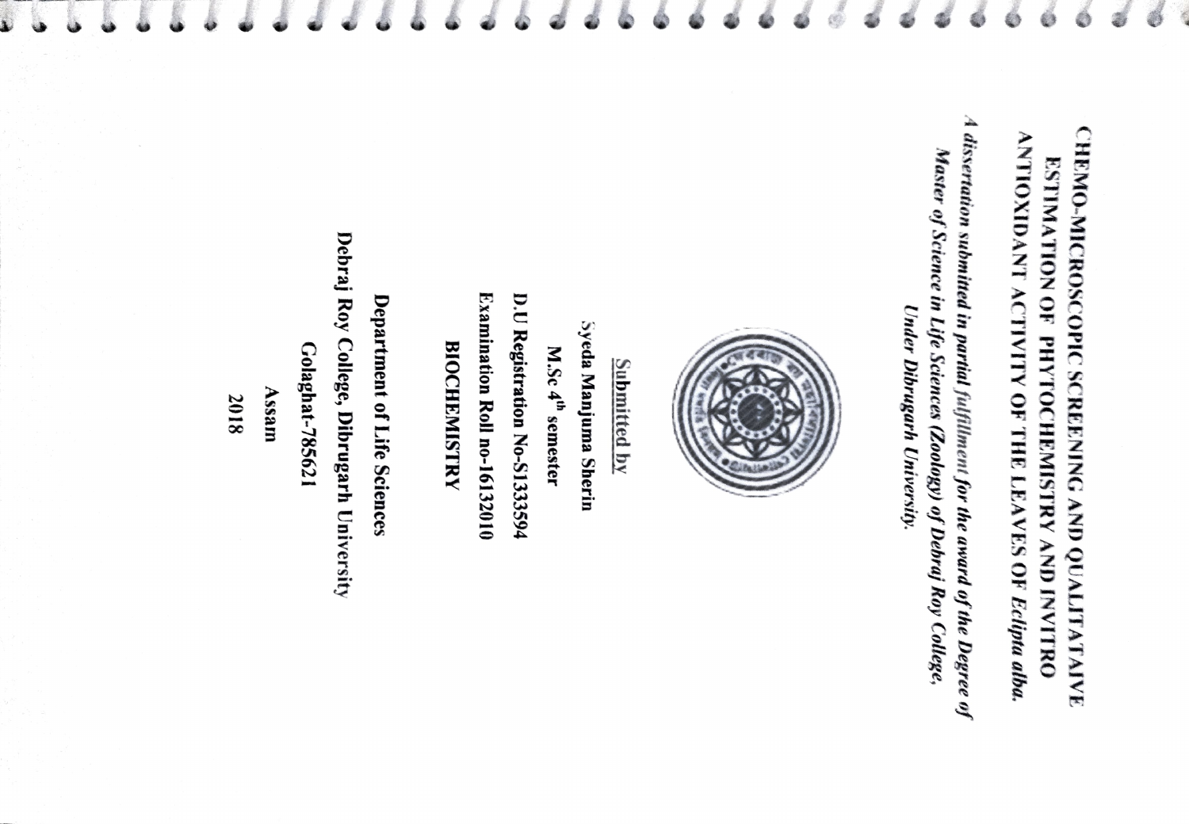# CHEMO-MICROSCOPIC SCREENING AND QUALITATAIVE ESTIMATION OF PHYTOCHEMISTRY AND INVITRO ANTIOXIDANT ACTIVITY OF THE LEAVES OF *Eclipta alba.*

*A dissertation submitted in partial fulfillment for the award of the Degree of Master of Science in Life Sciences (Zoology) of Debraj Roy College, Under Dibrugarh University.*

Submitted by

**Syeda Manjuma Sherin**

**M.Sc 4th semester**

**D.U Registration No-S1333594**

**Examination Roll no-16132010**

**BIOCHEMISTRY**

**Department of Life Sciences**

**Debraj Roy College, Dibrugarh University**

**Golaghat-785621**

**Assam**

**2018**